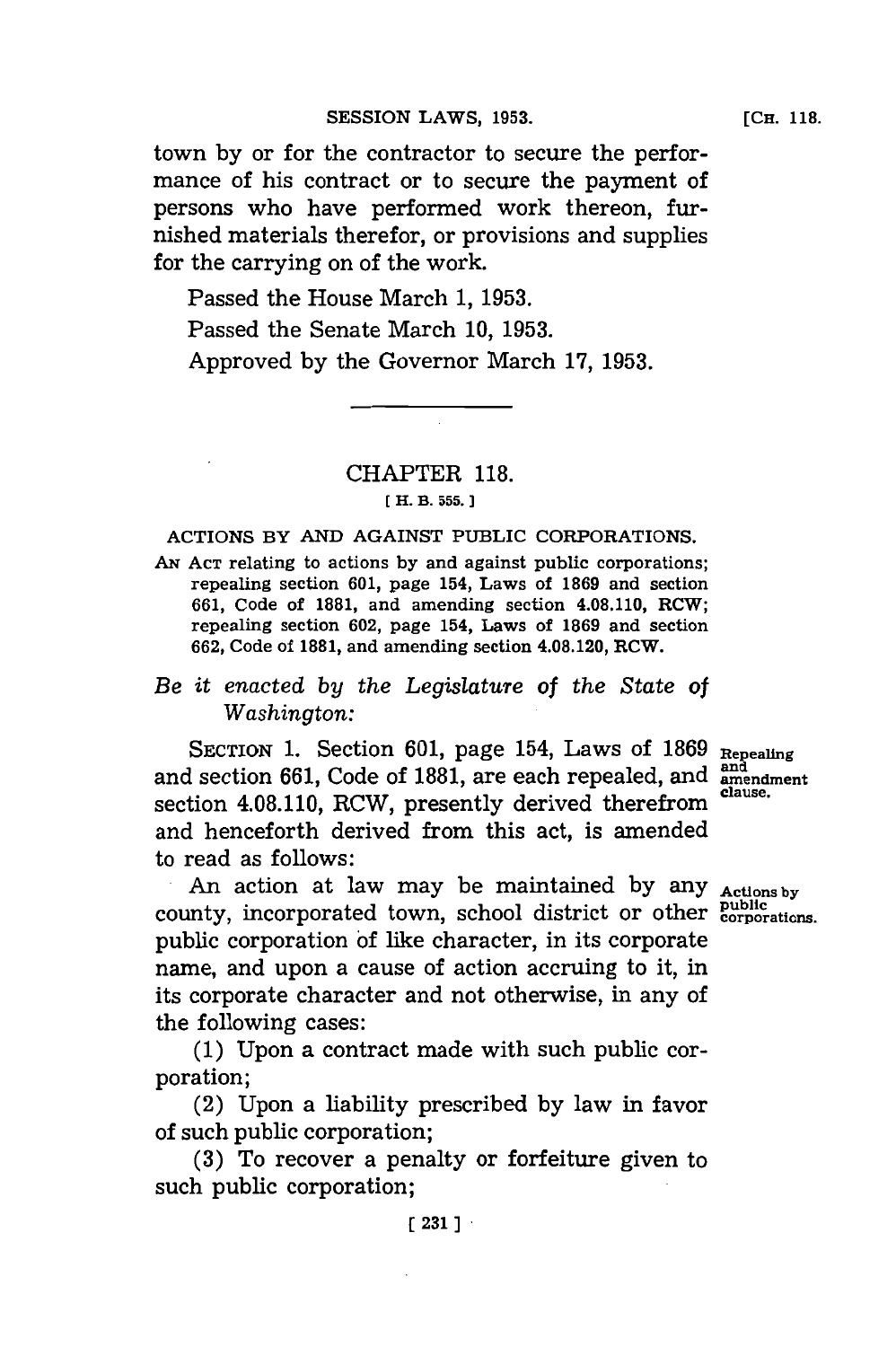town by or for the contractor to secure the performance of his contract or to secure the payment of persons who have performed work thereon, furnished materials therefor, or provisions and supplies for the carrying on of the work.

Passed the House March 1, 1953.

Passed the Senate March 10, 1953.

Approved by the Governor March 17, 1953.

---

## CHAPTER 118.

[ H. B. 555. ]

### ACTIONS BY AND AGAINST PUBLIC CORPORATIONS.

AN ACT relating to actions by and against public corporations; repealing section 601, page 154, Laws of 1869 and section 661, Code of 1881, and amending section 4.08.110, RCW; repealing section 602, page 154, Laws of 1869 and section 662, Code of 1881, and amending section 4.08.120, RCW.

*Be it enacted by the Legislature of the State of Washington:*

SECTION 1. Section 601, page 154, Laws of 1869 and section 661, Code of 1881, are each repealed, and section 4.08.110, RCW, presently derived therefrom and henceforth derived from this act, is amended to read as follows:

Repealing and amendment clause.

An action at law may be maintained by any county, incorporated town, school district or other public corporation of like character, in its corporate name, and upon a cause of action accruing to it, in its corporate character and not otherwise, in any of the following cases:

Actions by public corporations.

(1) Upon a contract made with such public corporation;

(2) Upon a liability prescribed by law in favor of such public corporation;

(3) To recover a penalty or forfeiture given to such public corporation;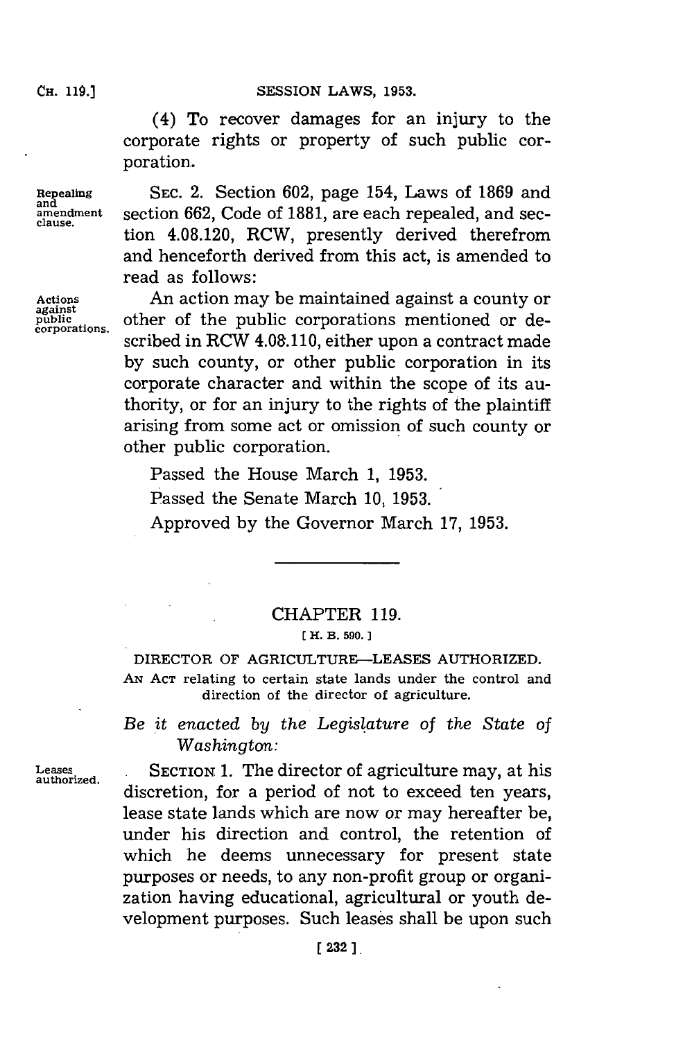(4) To recover damages for an injury to the corporate rights or property of such public corporation.

Repealing and amendment clause.

SEC. 2. Section 602, page 154, Laws of 1869 and section 662, Code of 1881, are each repealed, and section 4.08.120, RCW, presently derived therefrom and henceforth derived from this act, is amended to read as follows:

Actions against public corporations.

An action may be maintained against a county or other of the public corporations mentioned or described in RCW 4.08.110, either upon a contract made by such county, or other public corporation in its corporate character and within the scope of its authority, or for an injury to the rights of the plaintiff arising from some act or omission of such county or other public corporation.

Passed the House March 1, 1953.

Passed the Senate March 10, 1953.

Approved by the Governor March 17, 1953.

---

## CHAPTER 119.

[ H. B. 590. ]

DIRECTOR OF AGRICULTURE—LEASES AUTHORIZED.

AN ACT relating to certain state lands under the control and direction of the director of agriculture.

*Be it enacted by the Legislature of the State of Washington:*

Leases authorized.

SECTION 1. The director of agriculture may, at his discretion, for a period of not to exceed ten years, lease state lands which are now or may hereafter be, under his direction and control, the retention of which he deems unnecessary for present state purposes or needs, to any non-profit group or organization having educational, agricultural or youth development purposes. Such leases shall be upon such